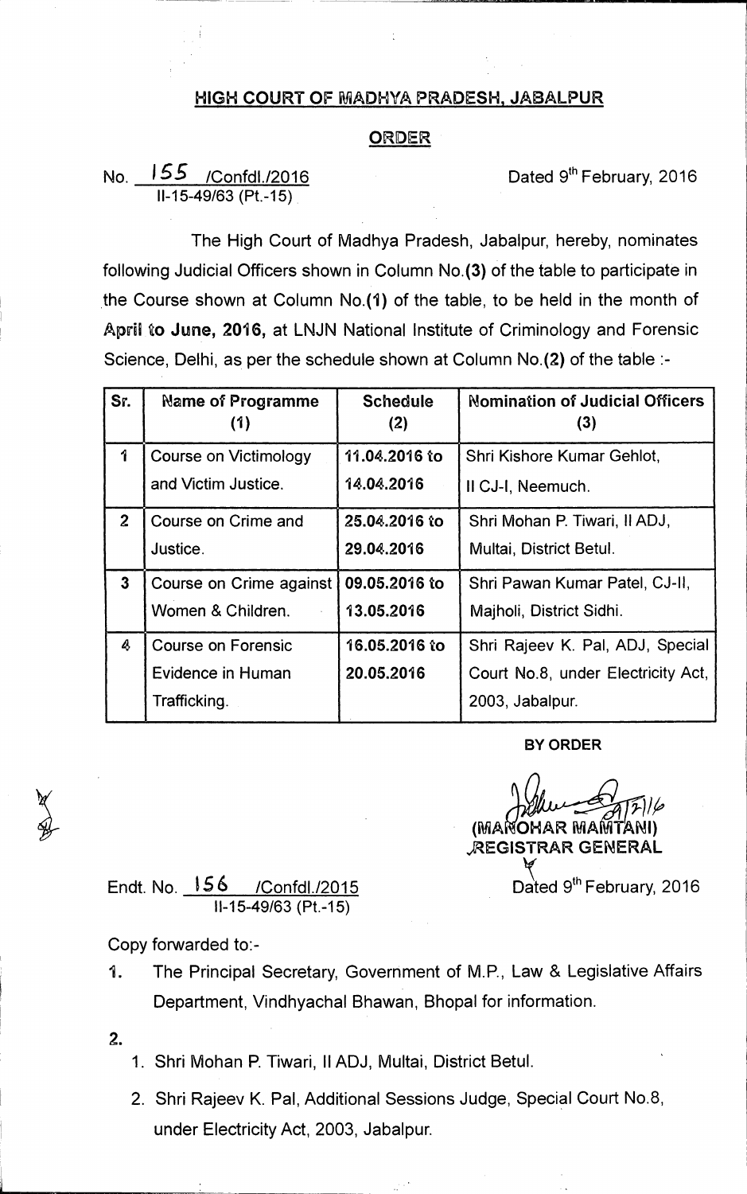# HIGH COURT OF MADHYA PRADESH, JABALPUR

## ORDER

No. 155 /Confdl./2016 — Dated 9th February, 2016
II-15-49/63 (Pt.-15)

The High Court of Madhya Pradesh, Jabalpur, hereby, nominates following Judicial Officers shown in Column No.**(3)** of the table to participate in the Course shown at Column No.**(1)** of the table, to be held in the month of **April to June, 2016,** at LNJN National Institute of Criminology and Forensic Science, Delhi, as per the schedule shown at Column No.**(2)** of the table :-

| Sr. | Name of Programme (1) | Schedule (2) | Nomination of Judicial Officers (3) |
|---|---|---|---|
| 1 | Course on Victimology and Victim Justice. | 11.04.2016 to 14.04.2016 | Shri Kishore Kumar Gehlot, II CJ-I, Neemuch. |
| 2 | Course on Crime and Justice. | 25.04.2016 to 29.04.2016 | Shri Mohan P. Tiwari, II ADJ, Multai, District Betul. |
| 3 | Course on Crime against Women & Children. | 09.05.2016 to 13.05.2016 | Shri Pawan Kumar Patel, CJ-II, Majholi, District Sidhi. |
| 4 | Course on Forensic Evidence in Human Trafficking. | 16.05.2016 to 20.05.2016 | Shri Rajeev K. Pal, ADJ, Special Court No.8, under Electricity Act, 2003, Jabalpur. |

**BY ORDER**

(MANOHAR MAMTANI)
REGISTRAR GENERAL

Endt. No. 156 /Confdl./2015 — Dated 9th February, 2016
II-15-49/63 (Pt.-15)

Copy forwarded to:-

1. The Principal Secretary, Government of M.P., Law & Legislative Affairs Department, Vindhyachal Bhawan, Bhopal for information.

2.
   1. Shri Mohan P. Tiwari, II ADJ, Multai, District Betul.
   2. Shri Rajeev K. Pal, Additional Sessions Judge, Special Court No.8, under Electricity Act, 2003, Jabalpur.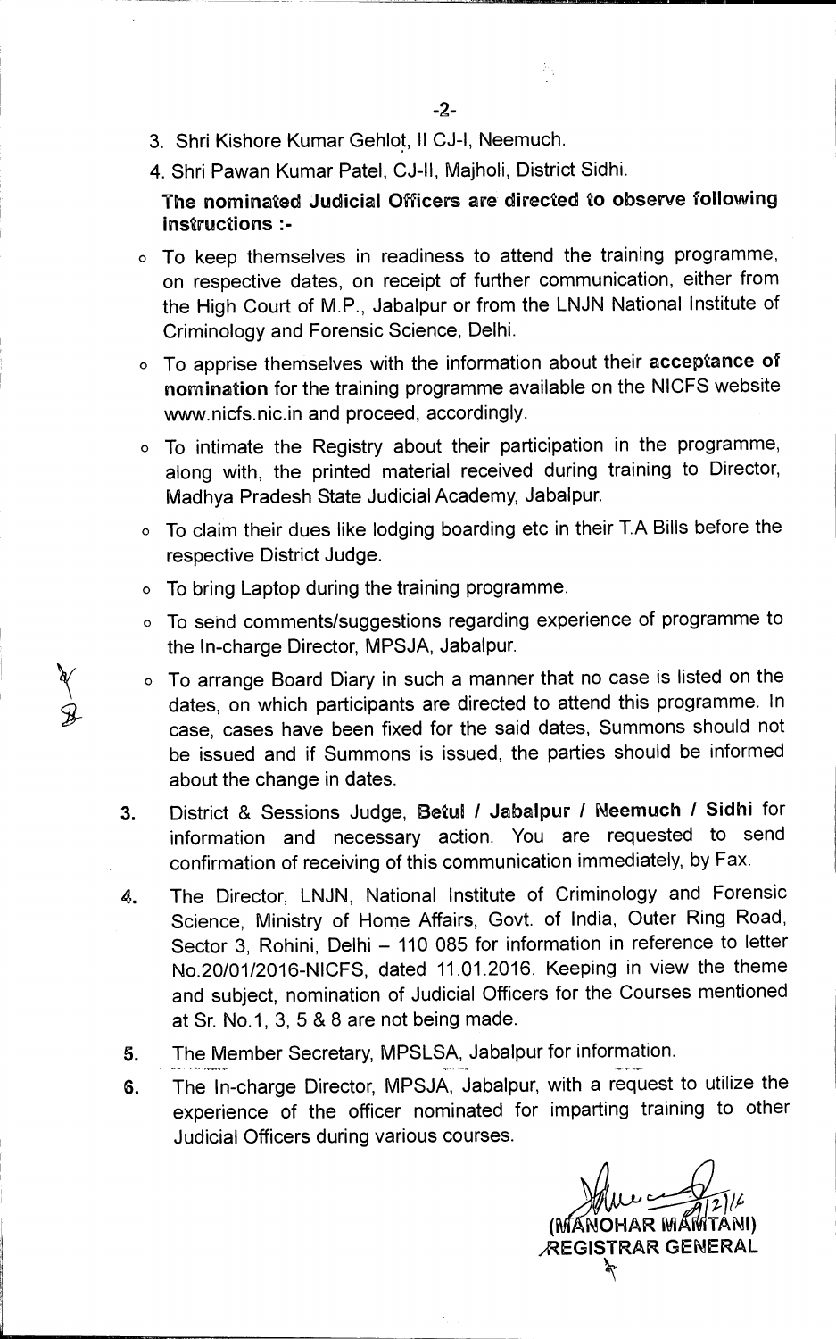3. Shri Kishore Kumar Gehlot, II CJ-I, Neemuch.
4. Shri Pawan Kumar Patel, CJ-II, Majholi, District Sidhi.

**The nominated Judicial Officers are directed to observe following instructions :-**

- To keep themselves in readiness to attend the training programme, on respective dates, on receipt of further communication, either from the High Court of M.P., Jabalpur or from the LNJN National Institute of Criminology and Forensic Science, Delhi.
- To apprise themselves with the information about their **acceptance of nomination** for the training programme available on the NICFS website www.nicfs.nic.in and proceed, accordingly.
- To intimate the Registry about their participation in the programme, along with, the printed material received during training to Director, Madhya Pradesh State Judicial Academy, Jabalpur.
- To claim their dues like lodging boarding etc in their T.A Bills before the respective District Judge.
- To bring Laptop during the training programme.
- To send comments/suggestions regarding experience of programme to the In-charge Director, MPSJA, Jabalpur.
- To arrange Board Diary in such a manner that no case is listed on the dates, on which participants are directed to attend this programme. In case, cases have been fixed for the said dates, Summons should not be issued and if Summons is issued, the parties should be informed about the change in dates.

3. District & Sessions Judge, **Betul / Jabalpur / Neemuch / Sidhi** for information and necessary action. You are requested to send confirmation of receiving of this communication immediately, by Fax.
4. The Director, LNJN, National Institute of Criminology and Forensic Science, Ministry of Home Affairs, Govt. of India, Outer Ring Road, Sector 3, Rohini, Delhi – 110 085 for information in reference to letter No.20/01/2016-NICFS, dated 11.01.2016. Keeping in view the theme and subject, nomination of Judicial Officers for the Courses mentioned at Sr. No.1, 3, 5 & 8 are not being made.
5. The Member Secretary, MPSLSA, Jabalpur for information.
6. The In-charge Director, MPSJA, Jabalpur, with a request to utilize the experience of the officer nominated for imparting training to other Judicial Officers during various courses.

**(MANOHAR MAMTANI)**
**REGISTRAR GENERAL**